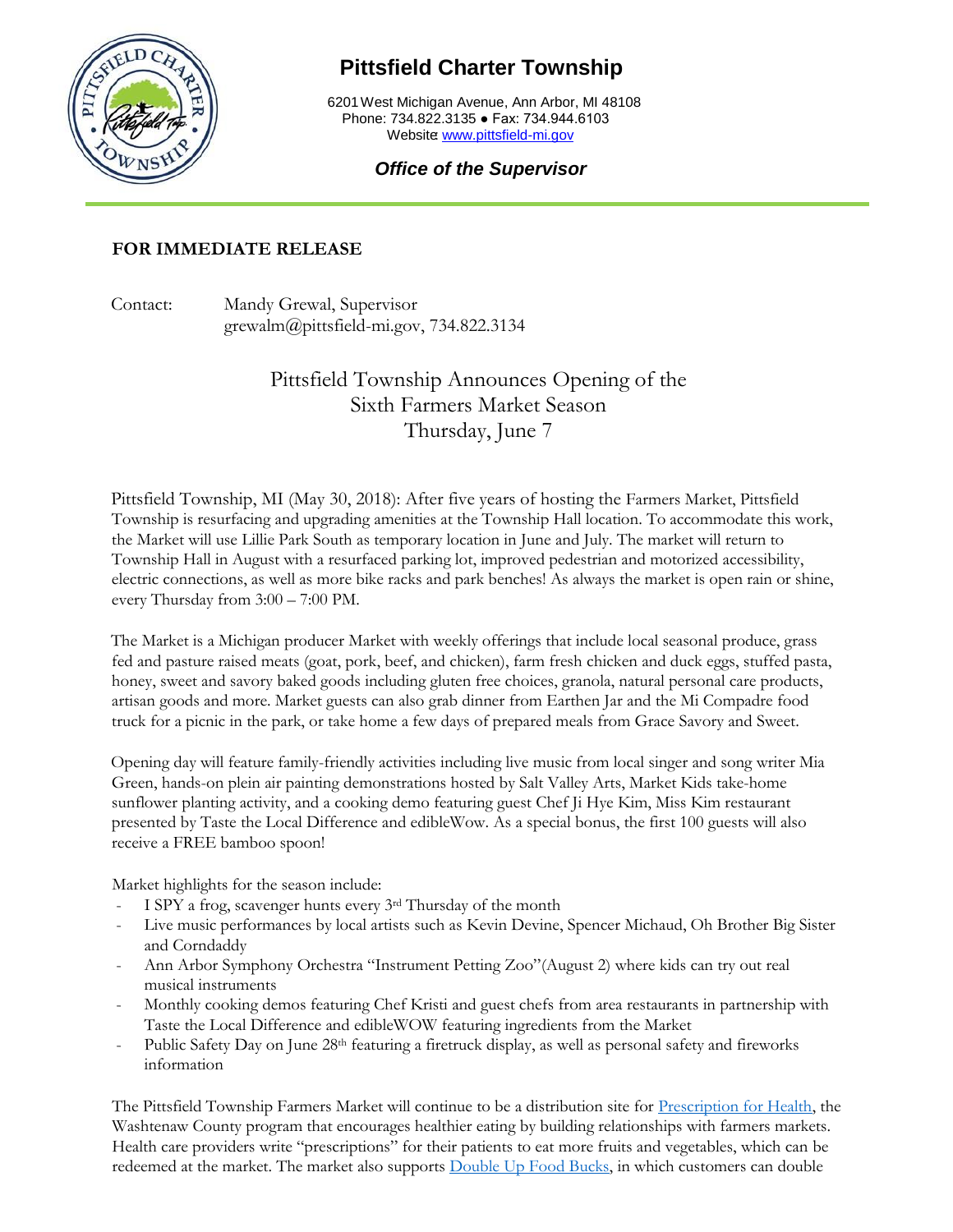# Pittsfield Charter Township

6201 West Michigan Avenue, Ann Arbor, MI 48108
Phone: 734.822.3135 ● Fax: 734.944.6103
Website [www.pittsfield-mi.gov](http://www.pittsfield-mi.gov)

***Office of the Supervisor***

---

**FOR IMMEDIATE RELEASE**

Contact: Mandy Grewal, Supervisor
grewalm@pittsfield-mi.gov, 734.822.3134

## Pittsfield Township Announces Opening of the Sixth Farmers Market Season Thursday, June 7

Pittsfield Township, MI (May 30, 2018): After five years of hosting the Farmers Market, Pittsfield Township is resurfacing and upgrading amenities at the Township Hall location. To accommodate this work, the Market will use Lillie Park South as temporary location in June and July. The market will return to Township Hall in August with a resurfaced parking lot, improved pedestrian and motorized accessibility, electric connections, as well as more bike racks and park benches! As always the market is open rain or shine, every Thursday from 3:00 – 7:00 PM.

The Market is a Michigan producer Market with weekly offerings that include local seasonal produce, grass fed and pasture raised meats (goat, pork, beef, and chicken), farm fresh chicken and duck eggs, stuffed pasta, honey, sweet and savory baked goods including gluten free choices, granola, natural personal care products, artisan goods and more. Market guests can also grab dinner from Earthen Jar and the Mi Compadre food truck for a picnic in the park, or take home a few days of prepared meals from Grace Savory and Sweet.

Opening day will feature family-friendly activities including live music from local singer and song writer Mia Green, hands-on plein air painting demonstrations hosted by Salt Valley Arts, Market Kids take-home sunflower planting activity, and a cooking demo featuring guest Chef Ji Hye Kim, Miss Kim restaurant presented by Taste the Local Difference and edibleWow. As a special bonus, the first 100 guests will also receive a FREE bamboo spoon!

Market highlights for the season include:

- I SPY a frog, scavenger hunts every 3rd Thursday of the month
- Live music performances by local artists such as Kevin Devine, Spencer Michaud, Oh Brother Big Sister and Corndaddy
- Ann Arbor Symphony Orchestra "Instrument Petting Zoo"(August 2) where kids can try out real musical instruments
- Monthly cooking demos featuring Chef Kristi and guest chefs from area restaurants in partnership with Taste the Local Difference and edibleWOW featuring ingredients from the Market
- Public Safety Day on June 28th featuring a firetruck display, as well as personal safety and fireworks information

The Pittsfield Township Farmers Market will continue to be a distribution site for [Prescription for Health](), the Washtenaw County program that encourages healthier eating by building relationships with farmers markets. Health care providers write "prescriptions" for their patients to eat more fruits and vegetables, which can be redeemed at the market. The market also supports [Double Up Food Bucks](), in which customers can double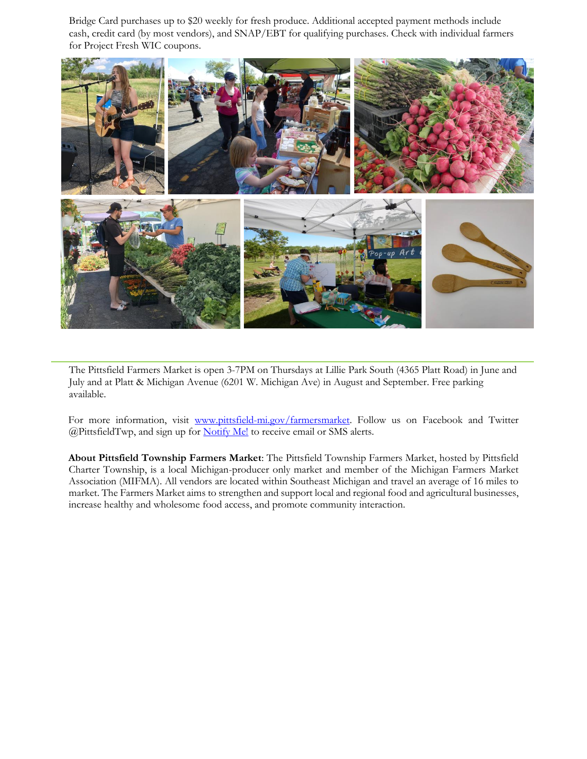Bridge Card purchases up to $20 weekly for fresh produce. Additional accepted payment methods include cash, credit card (by most vendors), and SNAP/EBT for qualifying purchases. Check with individual farmers for Project Fresh WIC coupons.

---

The Pittsfield Farmers Market is open 3-7PM on Thursdays at Lillie Park South (4365 Platt Road) in June and July and at Platt & Michigan Avenue (6201 W. Michigan Ave) in August and September. Free parking available.

For more information, visit [www.pittsfield-mi.gov/farmersmarket](www.pittsfield-mi.gov/farmersmarket). Follow us on Facebook and Twitter @PittsfieldTwp, and sign up for [Notify Me!]() to receive email or SMS alerts.

**About Pittsfield Township Farmers Market**: The Pittsfield Township Farmers Market, hosted by Pittsfield Charter Township, is a local Michigan-producer only market and member of the Michigan Farmers Market Association (MIFMA). All vendors are located within Southeast Michigan and travel an average of 16 miles to market. The Farmers Market aims to strengthen and support local and regional food and agricultural businesses, increase healthy and wholesome food access, and promote community interaction.